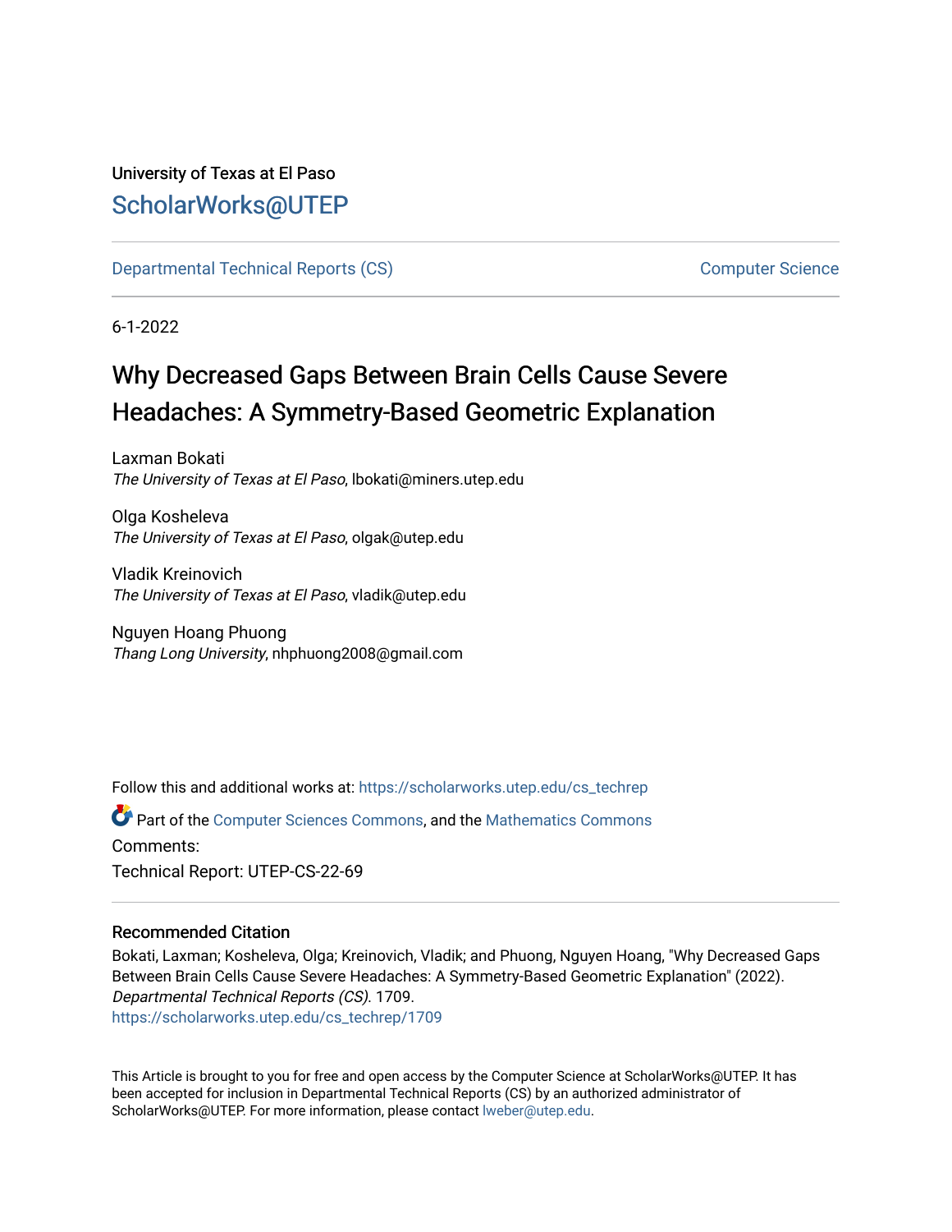University of Texas at El Paso

ScholarWorks@UTEP

Departmental Technical Reports (CS) | Computer Science

6-1-2022

# Why Decreased Gaps Between Brain Cells Cause Severe Headaches: A Symmetry-Based Geometric Explanation

Laxman Bokati
*The University of Texas at El Paso*, lbokati@miners.utep.edu

Olga Kosheleva
*The University of Texas at El Paso*, olgak@utep.edu

Vladik Kreinovich
*The University of Texas at El Paso*, vladik@utep.edu

Nguyen Hoang Phuong
*Thang Long University*, nhphuong2008@gmail.com

Follow this and additional works at: https://scholarworks.utep.edu/cs_techrep

Part of the Computer Sciences Commons, and the Mathematics Commons

Comments:

Technical Report: UTEP-CS-22-69

### Recommended Citation

Bokati, Laxman; Kosheleva, Olga; Kreinovich, Vladik; and Phuong, Nguyen Hoang, "Why Decreased Gaps Between Brain Cells Cause Severe Headaches: A Symmetry-Based Geometric Explanation" (2022). *Departmental Technical Reports (CS)*. 1709.
https://scholarworks.utep.edu/cs_techrep/1709

This Article is brought to you for free and open access by the Computer Science at ScholarWorks@UTEP. It has been accepted for inclusion in Departmental Technical Reports (CS) by an authorized administrator of ScholarWorks@UTEP. For more information, please contact lweber@utep.edu.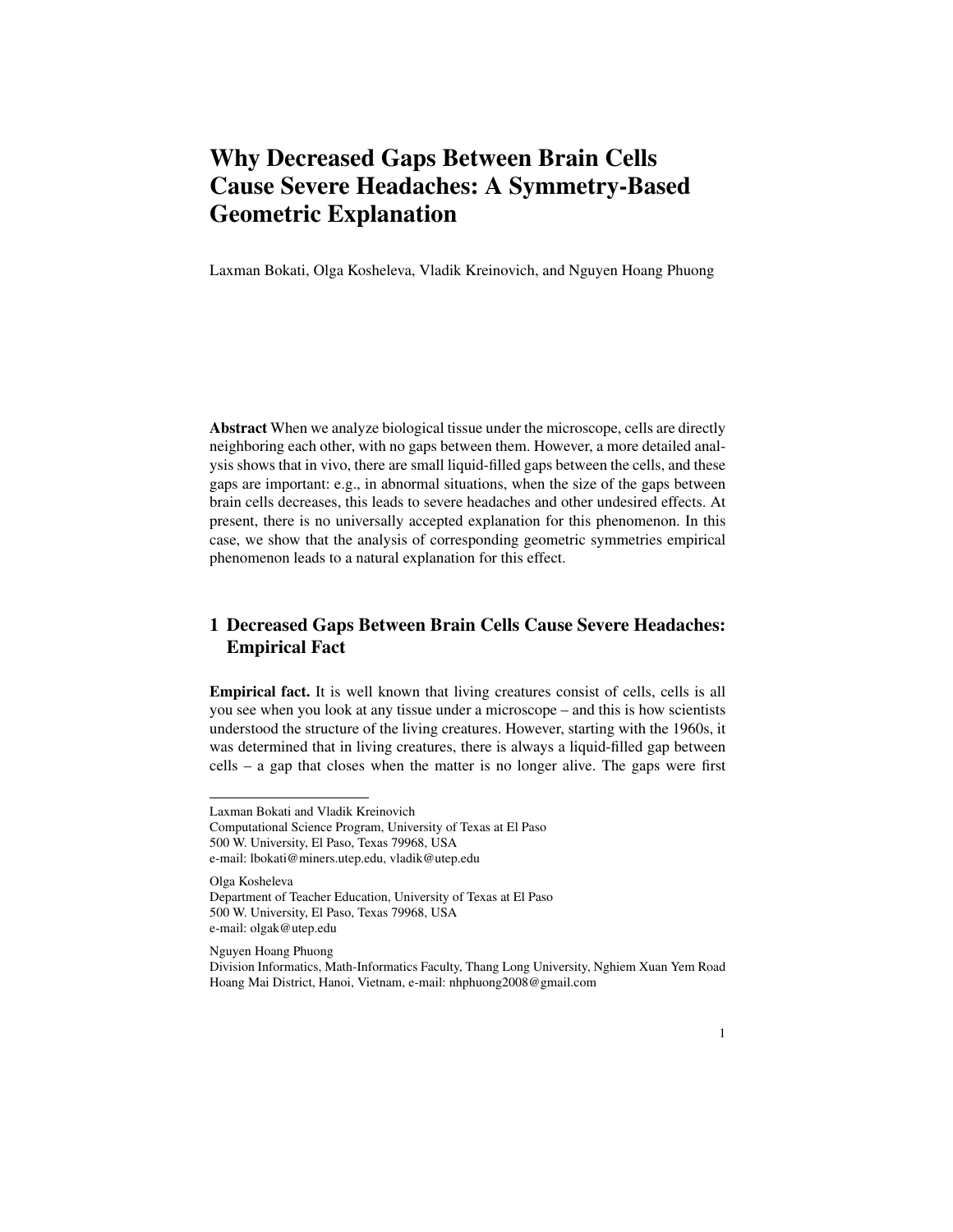# Why Decreased Gaps Between Brain Cells Cause Severe Headaches: A Symmetry-Based Geometric Explanation

Laxman Bokati, Olga Kosheleva, Vladik Kreinovich, and Nguyen Hoang Phuong

**Abstract** When we analyze biological tissue under the microscope, cells are directly neighboring each other, with no gaps between them. However, a more detailed analysis shows that in vivo, there are small liquid-filled gaps between the cells, and these gaps are important: e.g., in abnormal situations, when the size of the gaps between brain cells decreases, this leads to severe headaches and other undesired effects. At present, there is no universally accepted explanation for this phenomenon. In this case, we show that the analysis of corresponding geometric symmetries empirical phenomenon leads to a natural explanation for this effect.

## 1 Decreased Gaps Between Brain Cells Cause Severe Headaches: Empirical Fact

**Empirical fact.** It is well known that living creatures consist of cells, cells is all you see when you look at any tissue under a microscope – and this is how scientists understood the structure of the living creatures. However, starting with the 1960s, it was determined that in living creatures, there is always a liquid-filled gap between cells – a gap that closes when the matter is no longer alive. The gaps were first

---

Laxman Bokati and Vladik Kreinovich
Computational Science Program, University of Texas at El Paso
500 W. University, El Paso, Texas 79968, USA
e-mail: lbokati@miners.utep.edu, vladik@utep.edu

Olga Kosheleva
Department of Teacher Education, University of Texas at El Paso
500 W. University, El Paso, Texas 79968, USA
e-mail: olgak@utep.edu

Nguyen Hoang Phuong
Division Informatics, Math-Informatics Faculty, Thang Long University, Nghiem Xuan Yem Road
Hoang Mai District, Hanoi, Vietnam, e-mail: nhphuong2008@gmail.com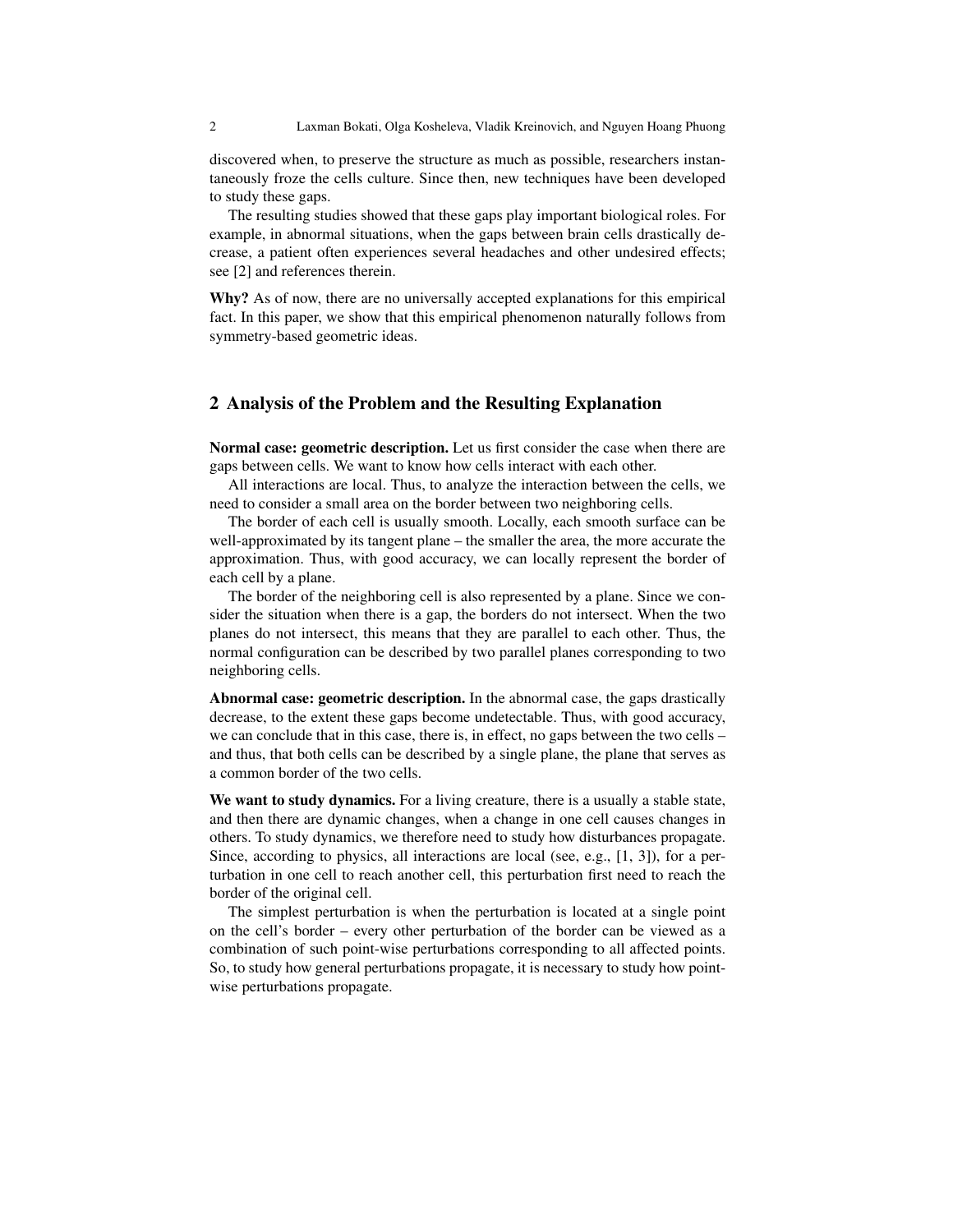discovered when, to preserve the structure as much as possible, researchers instantaneously froze the cells culture. Since then, new techniques have been developed to study these gaps.

The resulting studies showed that these gaps play important biological roles. For example, in abnormal situations, when the gaps between brain cells drastically decrease, a patient often experiences several headaches and other undesired effects; see [2] and references therein.

**Why?** As of now, there are no universally accepted explanations for this empirical fact. In this paper, we show that this empirical phenomenon naturally follows from symmetry-based geometric ideas.

## 2 Analysis of the Problem and the Resulting Explanation

**Normal case: geometric description.** Let us first consider the case when there are gaps between cells. We want to know how cells interact with each other.

All interactions are local. Thus, to analyze the interaction between the cells, we need to consider a small area on the border between two neighboring cells.

The border of each cell is usually smooth. Locally, each smooth surface can be well-approximated by its tangent plane – the smaller the area, the more accurate the approximation. Thus, with good accuracy, we can locally represent the border of each cell by a plane.

The border of the neighboring cell is also represented by a plane. Since we consider the situation when there is a gap, the borders do not intersect. When the two planes do not intersect, this means that they are parallel to each other. Thus, the normal configuration can be described by two parallel planes corresponding to two neighboring cells.

**Abnormal case: geometric description.** In the abnormal case, the gaps drastically decrease, to the extent these gaps become undetectable. Thus, with good accuracy, we can conclude that in this case, there is, in effect, no gaps between the two cells – and thus, that both cells can be described by a single plane, the plane that serves as a common border of the two cells.

**We want to study dynamics.** For a living creature, there is a usually a stable state, and then there are dynamic changes, when a change in one cell causes changes in others. To study dynamics, we therefore need to study how disturbances propagate. Since, according to physics, all interactions are local (see, e.g., [1, 3]), for a perturbation in one cell to reach another cell, this perturbation first need to reach the border of the original cell.

The simplest perturbation is when the perturbation is located at a single point on the cell's border – every other perturbation of the border can be viewed as a combination of such point-wise perturbations corresponding to all affected points. So, to study how general perturbations propagate, it is necessary to study how point-wise perturbations propagate.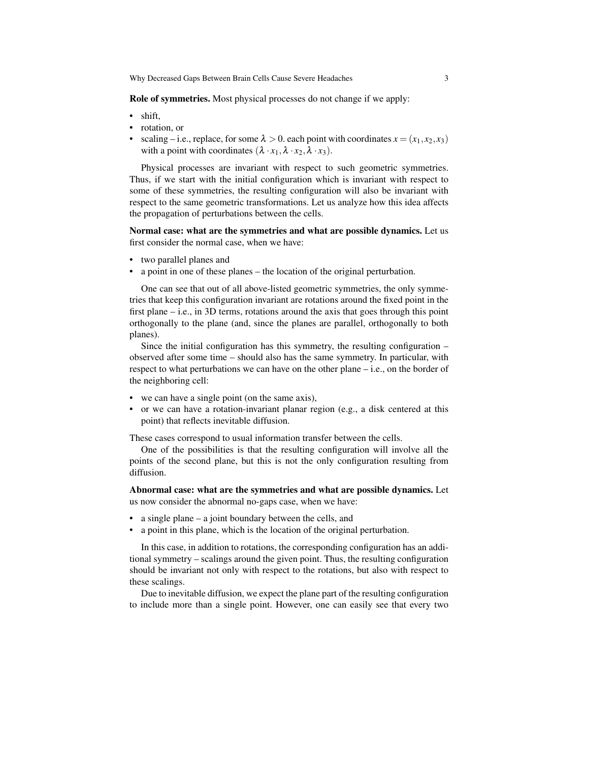**Role of symmetries.** Most physical processes do not change if we apply:

- shift,
- rotation, or
- scaling – i.e., replace, for some $\lambda > 0$. each point with coordinates $x = (x_1, x_2, x_3)$ with a point with coordinates $(\lambda \cdot x_1, \lambda \cdot x_2, \lambda \cdot x_3)$.

Physical processes are invariant with respect to such geometric symmetries. Thus, if we start with the initial configuration which is invariant with respect to some of these symmetries, the resulting configuration will also be invariant with respect to the same geometric transformations. Let us analyze how this idea affects the propagation of perturbations between the cells.

**Normal case: what are the symmetries and what are possible dynamics.** Let us first consider the normal case, when we have:

- two parallel planes and
- a point in one of these planes – the location of the original perturbation.

One can see that out of all above-listed geometric symmetries, the only symmetries that keep this configuration invariant are rotations around the fixed point in the first plane – i.e., in 3D terms, rotations around the axis that goes through this point orthogonally to the plane (and, since the planes are parallel, orthogonally to both planes).

Since the initial configuration has this symmetry, the resulting configuration – observed after some time – should also has the same symmetry. In particular, with respect to what perturbations we can have on the other plane – i.e., on the border of the neighboring cell:

- we can have a single point (on the same axis),
- or we can have a rotation-invariant planar region (e.g., a disk centered at this point) that reflects inevitable diffusion.

These cases correspond to usual information transfer between the cells.

One of the possibilities is that the resulting configuration will involve all the points of the second plane, but this is not the only configuration resulting from diffusion.

**Abnormal case: what are the symmetries and what are possible dynamics.** Let us now consider the abnormal no-gaps case, when we have:

- a single plane – a joint boundary between the cells, and
- a point in this plane, which is the location of the original perturbation.

In this case, in addition to rotations, the corresponding configuration has an additional symmetry – scalings around the given point. Thus, the resulting configuration should be invariant not only with respect to the rotations, but also with respect to these scalings.

Due to inevitable diffusion, we expect the plane part of the resulting configuration to include more than a single point. However, one can easily see that every two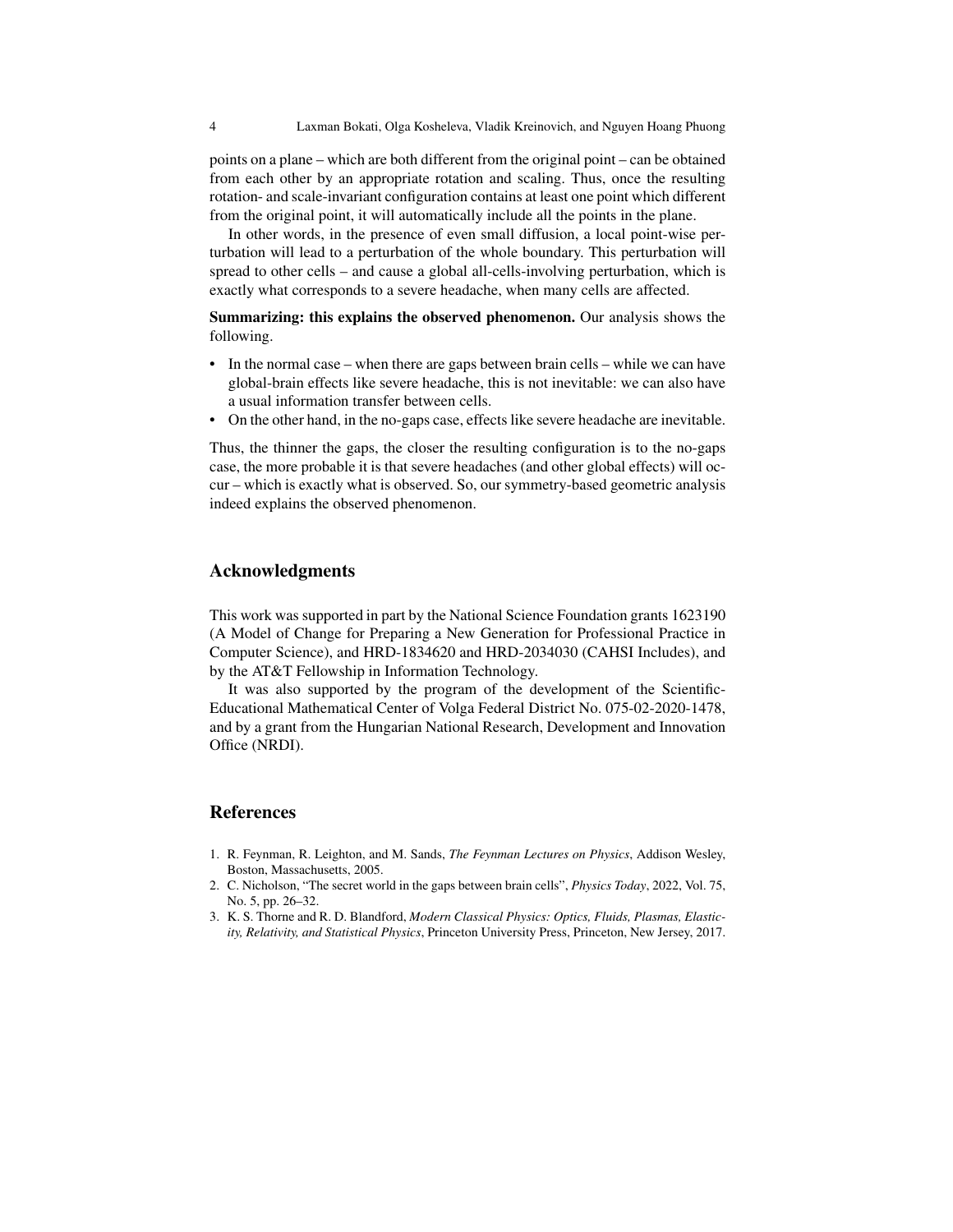points on a plane – which are both different from the original point – can be obtained from each other by an appropriate rotation and scaling. Thus, once the resulting rotation- and scale-invariant configuration contains at least one point which different from the original point, it will automatically include all the points in the plane.

In other words, in the presence of even small diffusion, a local point-wise perturbation will lead to a perturbation of the whole boundary. This perturbation will spread to other cells – and cause a global all-cells-involving perturbation, which is exactly what corresponds to a severe headache, when many cells are affected.

**Summarizing: this explains the observed phenomenon.** Our analysis shows the following.

- In the normal case – when there are gaps between brain cells – while we can have global-brain effects like severe headache, this is not inevitable: we can also have a usual information transfer between cells.
- On the other hand, in the no-gaps case, effects like severe headache are inevitable.

Thus, the thinner the gaps, the closer the resulting configuration is to the no-gaps case, the more probable it is that severe headaches (and other global effects) will occur – which is exactly what is observed. So, our symmetry-based geometric analysis indeed explains the observed phenomenon.

## Acknowledgments

This work was supported in part by the National Science Foundation grants 1623190 (A Model of Change for Preparing a New Generation for Professional Practice in Computer Science), and HRD-1834620 and HRD-2034030 (CAHSI Includes), and by the AT&T Fellowship in Information Technology.

It was also supported by the program of the development of the Scientific-Educational Mathematical Center of Volga Federal District No. 075-02-2020-1478, and by a grant from the Hungarian National Research, Development and Innovation Office (NRDI).

## References

1. R. Feynman, R. Leighton, and M. Sands, *The Feynman Lectures on Physics*, Addison Wesley, Boston, Massachusetts, 2005.
2. C. Nicholson, "The secret world in the gaps between brain cells", *Physics Today*, 2022, Vol. 75, No. 5, pp. 26–32.
3. K. S. Thorne and R. D. Blandford, *Modern Classical Physics: Optics, Fluids, Plasmas, Elasticity, Relativity, and Statistical Physics*, Princeton University Press, Princeton, New Jersey, 2017.